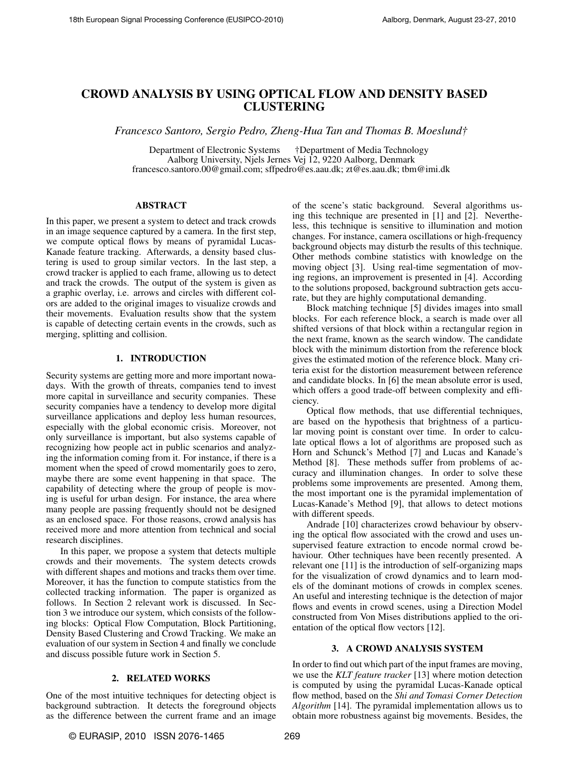／

# CROWD ANALYSIS BY USING OPTICAL FLOW AND DENSITY BASED CLUSTERING

*Francesco Santoro, Sergio Pedro, Zheng-Hua Tan and Thomas B. Moeslund†*

Department of Electronic Systems †Department of Media Technology
Aalborg University, Njels Jernes Vej 12, 9220 Aalborg, Denmark
francesco.santoro.00@gmail.com; sffpedro@es.aau.dk; zt@es.aau.dk; tbm@imi.dk

## ABSTRACT

In this paper, we present a system to detect and track crowds in an image sequence captured by a camera. In the first step, we compute optical flows by means of pyramidal Lucas-Kanade feature tracking. Afterwards, a density based clustering is used to group similar vectors. In the last step, a crowd tracker is applied to each frame, allowing us to detect and track the crowds. The output of the system is given as a graphic overlay, i.e. arrows and circles with different colors are added to the original images to visualize crowds and their movements. Evaluation results show that the system is capable of detecting certain events in the crowds, such as merging, splitting and collision.

## 1. INTRODUCTION

Security systems are getting more and more important nowadays. With the growth of threats, companies tend to invest more capital in surveillance and security companies. These security companies have a tendency to develop more digital surveillance applications and deploy less human resources, especially with the global economic crisis. Moreover, not only surveillance is important, but also systems capable of recognizing how people act in public scenarios and analyzing the information coming from it. For instance, if there is a moment when the speed of crowd momentarily goes to zero, maybe there are some event happening in that space. The capability of detecting where the group of people is moving is useful for urban design. For instance, the area where many people are passing frequently should not be designed as an enclosed space. For those reasons, crowd analysis has received more and more attention from technical and social research disciplines.

In this paper, we propose a system that detects multiple crowds and their movements. The system detects crowds with different shapes and motions and tracks them over time. Moreover, it has the function to compute statistics from the collected tracking information. The paper is organized as follows. In Section 2 relevant work is discussed. In Section 3 we introduce our system, which consists of the following blocks: Optical Flow Computation, Block Partitioning, Density Based Clustering and Crowd Tracking. We make an evaluation of our system in Section 4 and finally we conclude and discuss possible future work in Section 5.

## 2. RELATED WORKS

One of the most intuitive techniques for detecting object is background subtraction. It detects the foreground objects as the difference between the current frame and an image of the scene's static background. Several algorithms using this technique are presented in [1] and [2]. Nevertheless, this technique is sensitive to illumination and motion changes. For instance, camera oscillations or high-frequency background objects may disturb the results of this technique. Other methods combine statistics with knowledge on the moving object [3]. Using real-time segmentation of moving regions, an improvement is presented in [4]. According to the solutions proposed, background subtraction gets accurate, but they are highly computational demanding.

Block matching technique [5] divides images into small blocks. For each reference block, a search is made over all shifted versions of that block within a rectangular region in the next frame, known as the search window. The candidate block with the minimum distortion from the reference block gives the estimated motion of the reference block. Many criteria exist for the distortion measurement between reference and candidate blocks. In [6] the mean absolute error is used, which offers a good trade-off between complexity and efficiency.

Optical flow methods, that use differential techniques, are based on the hypothesis that brightness of a particular moving point is constant over time. In order to calculate optical flows a lot of algorithms are proposed such as Horn and Schunck's Method [7] and Lucas and Kanade's Method [8]. These methods suffer from problems of accuracy and illumination changes. In order to solve these problems some improvements are presented. Among them, the most important one is the pyramidal implementation of Lucas-Kanade's Method [9], that allows to detect motions with different speeds.

Andrade [10] characterizes crowd behaviour by observing the optical flow associated with the crowd and uses unsupervised feature extraction to encode normal crowd behaviour. Other techniques have been recently presented. A relevant one [11] is the introduction of self-organizing maps for the visualization of crowd dynamics and to learn models of the dominant motions of crowds in complex scenes. An useful and interesting technique is the detection of major flows and events in crowd scenes, using a Direction Model constructed from Von Mises distributions applied to the orientation of the optical flow vectors [12].

## 3. A CROWD ANALYSIS SYSTEM

In order to find out which part of the input frames are moving, we use the *KLT feature tracker* [13] where motion detection is computed by using the pyramidal Lucas-Kanade optical flow method, based on the *Shi and Tomasi Corner Detection Algorithm* [14]. The pyramidal implementation allows us to obtain more robustness against big movements. Besides, the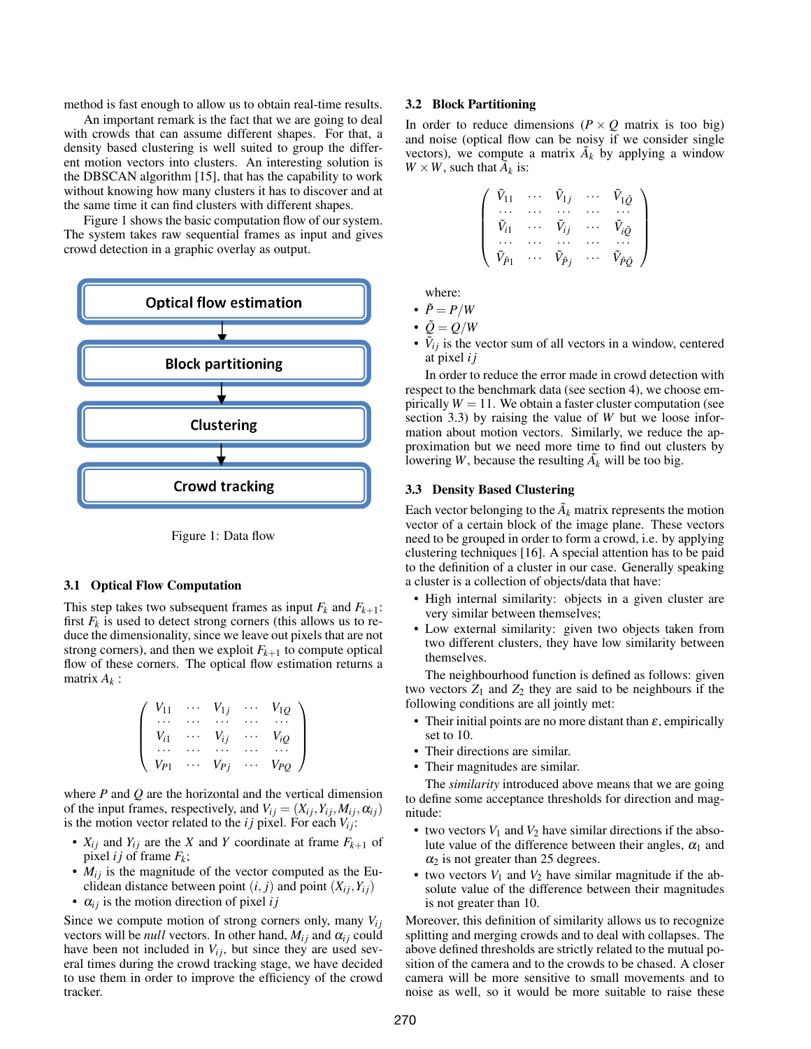method is fast enough to allow us to obtain real-time results.

An important remark is the fact that we are going to deal with crowds that can assume different shapes. For that, a density based clustering is well suited to group the different motion vectors into clusters. An interesting solution is the DBSCAN algorithm [15], that has the capability to work without knowing how many clusters it has to discover and at the same time it can find clusters with different shapes.

Figure 1 shows the basic computation flow of our system. The system takes raw sequential frames as input and gives crowd detection in a graphic overlay as output.

Optical flow estimation → Block partitioning → Clustering → Crowd tracking

Figure 1: Data flow

### 3.1 Optical Flow Computation

This step takes two subsequent frames as input $F_k$ and $F_{k+1}$: first $F_k$ is used to detect strong corners (this allows us to reduce the dimensionality, since we leave out pixels that are not strong corners), and then we exploit $F_{k+1}$ to compute optical flow of these corners. The optical flow estimation returns a matrix $A_k$ :

$$\begin{pmatrix} V_{11} & \cdots & V_{1j} & \cdots & V_{1Q} \\ \cdots & \cdots & \cdots & \cdots & \cdots \\ V_{i1} & \cdots & V_{ij} & \cdots & V_{iQ} \\ \cdots & \cdots & \cdots & \cdots & \cdots \\ V_{P1} & \cdots & V_{Pj} & \cdots & V_{PQ} \end{pmatrix}$$

where $P$ and $Q$ are the horizontal and the vertical dimension of the input frames, respectively, and $V_{ij} = (X_{ij}, Y_{ij}, M_{ij}, \alpha_{ij})$ is the motion vector related to the $ij$ pixel. For each $V_{ij}$:

- $X_{ij}$ and $Y_{ij}$ are the $X$ and $Y$ coordinate at frame $F_{k+1}$ of pixel $ij$ of frame $F_k$;
- $M_{ij}$ is the magnitude of the vector computed as the Euclidean distance between point $(i, j)$ and point $(X_{ij}, Y_{ij})$
- $\alpha_{ij}$ is the motion direction of pixel $ij$

Since we compute motion of strong corners only, many $V_{ij}$ vectors will be *null* vectors. In other hand, $M_{ij}$ and $\alpha_{ij}$ could have been not included in $V_{ij}$, but since they are used several times during the crowd tracking stage, we have decided to use them in order to improve the efficiency of the crowd tracker.

### 3.2 Block Partitioning

In order to reduce dimensions ($P \times Q$ matrix is too big) and noise (optical flow can be noisy if we consider single vectors), we compute a matrix $\tilde{A}_k$ by applying a window $W \times W$, such that $\tilde{A}_k$ is:

$$\begin{pmatrix} \tilde{V}_{11} & \cdots & \tilde{V}_{1j} & \cdots & \tilde{V}_{1\tilde{Q}} \\ \cdots & \cdots & \cdots & \cdots & \cdots \\ \tilde{V}_{i1} & \cdots & \tilde{V}_{ij} & \cdots & \tilde{V}_{i\tilde{Q}} \\ \cdots & \cdots & \cdots & \cdots & \cdots \\ \tilde{V}_{\tilde{P}1} & \cdots & \tilde{V}_{\tilde{P}j} & \cdots & \tilde{V}_{\tilde{P}\tilde{Q}} \end{pmatrix}$$

where:

- $\tilde{P} = P/W$
- $\tilde{Q} = Q/W$
- $\tilde{V}_{ij}$ is the vector sum of all vectors in a window, centered at pixel $ij$

In order to reduce the error made in crowd detection with respect to the benchmark data (see section 4), we choose empirically $W = 11$. We obtain a faster cluster computation (see section 3.3) by raising the value of $W$ but we loose information about motion vectors. Similarly, we reduce the approximation but we need more time to find out clusters by lowering $W$, because the resulting $\tilde{A}_k$ will be too big.

### 3.3 Density Based Clustering

Each vector belonging to the $\tilde{A}_k$ matrix represents the motion vector of a certain block of the image plane. These vectors need to be grouped in order to form a crowd, i.e. by applying clustering techniques [16]. A special attention has to be paid to the definition of a cluster in our case. Generally speaking a cluster is a collection of objects/data that have:

- High internal similarity: objects in a given cluster are very similar between themselves;
- Low external similarity: given two objects taken from two different clusters, they have low similarity between themselves.

The neighbourhood function is defined as follows: given two vectors $Z_1$ and $Z_2$ they are said to be neighbours if the following conditions are all jointly met:

- Their initial points are no more distant than $\varepsilon$, empirically set to 10.
- Their directions are similar.
- Their magnitudes are similar.

The *similarity* introduced above means that we are going to define some acceptance thresholds for direction and magnitude:

- two vectors $V_1$ and $V_2$ have similar directions if the absolute value of the difference between their angles, $\alpha_1$ and $\alpha_2$ is not greater than 25 degrees.
- two vectors $V_1$ and $V_2$ have similar magnitude if the absolute value of the difference between their magnitudes is not greater than 10.

Moreover, this definition of similarity allows us to recognize splitting and merging crowds and to deal with collapses. The above defined thresholds are strictly related to the mutual position of the camera and to the crowds to be chased. A closer camera will be more sensitive to small movements and to noise as well, so it would be more suitable to raise these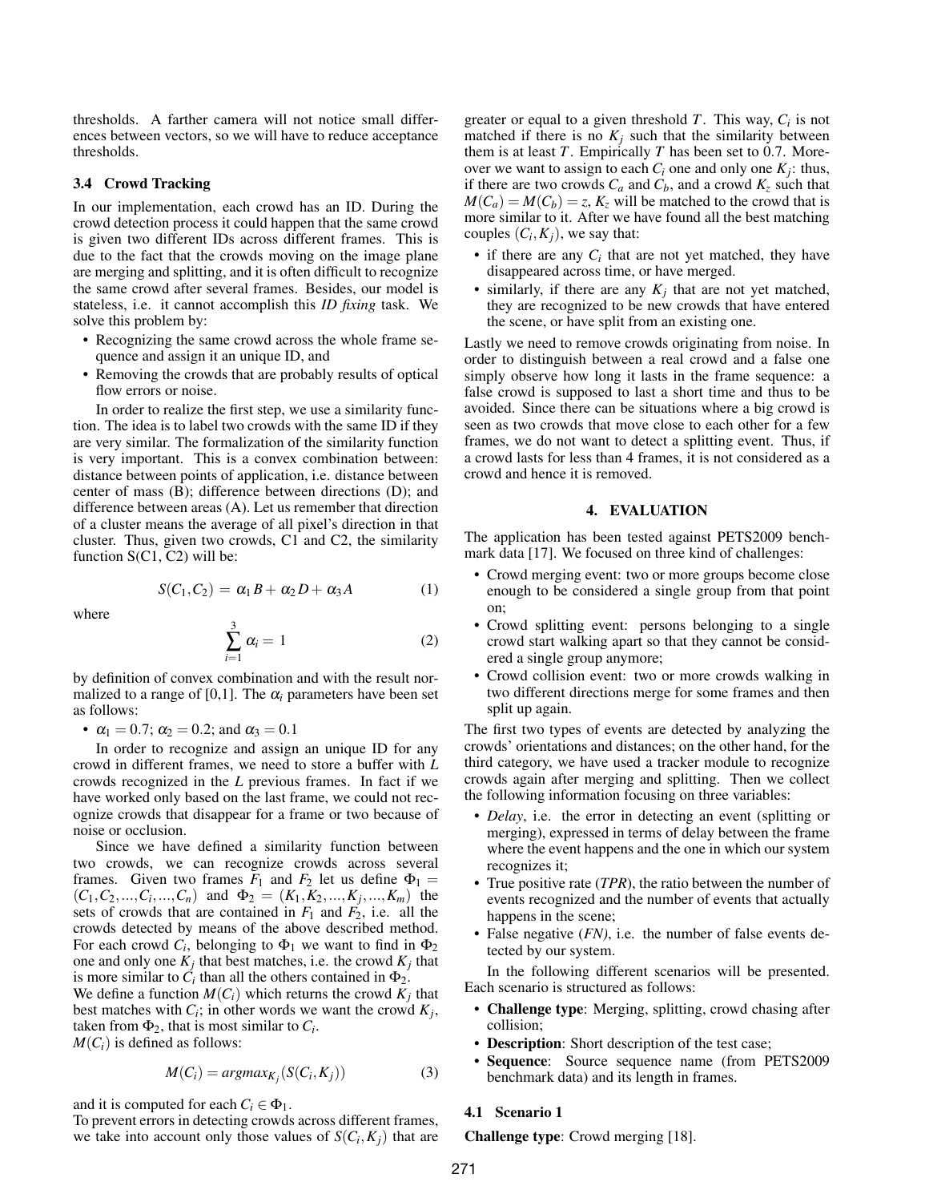thresholds. A farther camera will not notice small differences between vectors, so we will have to reduce acceptance thresholds.

### 3.4 Crowd Tracking

In our implementation, each crowd has an ID. During the crowd detection process it could happen that the same crowd is given two different IDs across different frames. This is due to the fact that the crowds moving on the image plane are merging and splitting, and it is often difficult to recognize the same crowd after several frames. Besides, our model is stateless, i.e. it cannot accomplish this *ID fixing* task. We solve this problem by:

- Recognizing the same crowd across the whole frame sequence and assign it an unique ID, and
- Removing the crowds that are probably results of optical flow errors or noise.

In order to realize the first step, we use a similarity function. The idea is to label two crowds with the same ID if they are very similar. The formalization of the similarity function is very important. This is a convex combination between: distance between points of application, i.e. distance between center of mass (B); difference between directions (D); and difference between areas (A). Let us remember that direction of a cluster means the average of all pixel's direction in that cluster. Thus, given two crowds, C1 and C2, the similarity function S(C1, C2) will be:

$$S(C_1, C_2) = \alpha_1 B + \alpha_2 D + \alpha_3 A \tag{1}$$

where

$$\sum_{i=1}^{3} \alpha_i = 1 \tag{2}$$

by definition of convex combination and with the result normalized to a range of [0,1]. The $\alpha_i$ parameters have been set as follows:

- $\alpha_1 = 0.7$; $\alpha_2 = 0.2$; and $\alpha_3 = 0.1$

In order to recognize and assign an unique ID for any crowd in different frames, we need to store a buffer with $L$ crowds recognized in the $L$ previous frames. In fact if we have worked only based on the last frame, we could not recognize crowds that disappear for a frame or two because of noise or occlusion.

Since we have defined a similarity function between two crowds, we can recognize crowds across several frames. Given two frames $F_1$ and $F_2$ let us define $\Phi_1 = (C_1, C_2, ..., C_i, ..., C_n)$ and $\Phi_2 = (K_1, K_2, ..., K_j, ..., K_m)$ the sets of crowds that are contained in $F_1$ and $F_2$, i.e. all the crowds detected by means of the above described method. For each crowd $C_i$, belonging to $\Phi_1$ we want to find in $\Phi_2$ one and only one $K_j$ that best matches, i.e. the crowd $K_j$ that is more similar to $C_i$ than all the others contained in $\Phi_2$.
We define a function $M(C_i)$ which returns the crowd $K_j$ that best matches with $C_i$; in other words we want the crowd $K_j$, taken from $\Phi_2$, that is most similar to $C_i$.
$M(C_i)$ is defined as follows:

$$M(C_i) = argmax_{K_j}(S(C_i, K_j)) \tag{3}$$

and it is computed for each $C_i \in \Phi_1$.
To prevent errors in detecting crowds across different frames, we take into account only those values of $S(C_i, K_j)$ that are greater or equal to a given threshold $T$. This way, $C_i$ is not matched if there is no $K_j$ such that the similarity between them is at least $T$. Empirically $T$ has been set to 0.7. Moreover we want to assign to each $C_i$ one and only one $K_j$: thus, if there are two crowds $C_a$ and $C_b$, and a crowd $K_z$ such that $M(C_a) = M(C_b) = z$, $K_z$ will be matched to the crowd that is more similar to it. After we have found all the best matching couples $(C_i, K_j)$, we say that:

- if there are any $C_i$ that are not yet matched, they have disappeared across time, or have merged.
- similarly, if there are any $K_j$ that are not yet matched, they are recognized to be new crowds that have entered the scene, or have split from an existing one.

Lastly we need to remove crowds originating from noise. In order to distinguish between a real crowd and a false one simply observe how long it lasts in the frame sequence: a false crowd is supposed to last a short time and thus to be avoided. Since there can be situations where a big crowd is seen as two crowds that move close to each other for a few frames, we do not want to detect a splitting event. Thus, if a crowd lasts for less than 4 frames, it is not considered as a crowd and hence it is removed.

## 4. EVALUATION

The application has been tested against PETS2009 benchmark data [17]. We focused on three kind of challenges:

- Crowd merging event: two or more groups become close enough to be considered a single group from that point on;
- Crowd splitting event: persons belonging to a single crowd start walking apart so that they cannot be considered a single group anymore;
- Crowd collision event: two or more crowds walking in two different directions merge for some frames and then split up again.

The first two types of events are detected by analyzing the crowds' orientations and distances; on the other hand, for the third category, we have used a tracker module to recognize crowds again after merging and splitting. Then we collect the following information focusing on three variables:

- *Delay*, i.e. the error in detecting an event (splitting or merging), expressed in terms of delay between the frame where the event happens and the one in which our system recognizes it;
- True positive rate (*TPR*), the ratio between the number of events recognized and the number of events that actually happens in the scene;
- False negative (*FN*), i.e. the number of false events detected by our system.

In the following different scenarios will be presented. Each scenario is structured as follows:

- **Challenge type**: Merging, splitting, crowd chasing after collision;
- **Description**: Short description of the test case;
- **Sequence**: Source sequence name (from PETS2009 benchmark data) and its length in frames.

### 4.1 Scenario 1

**Challenge type**: Crowd merging [18].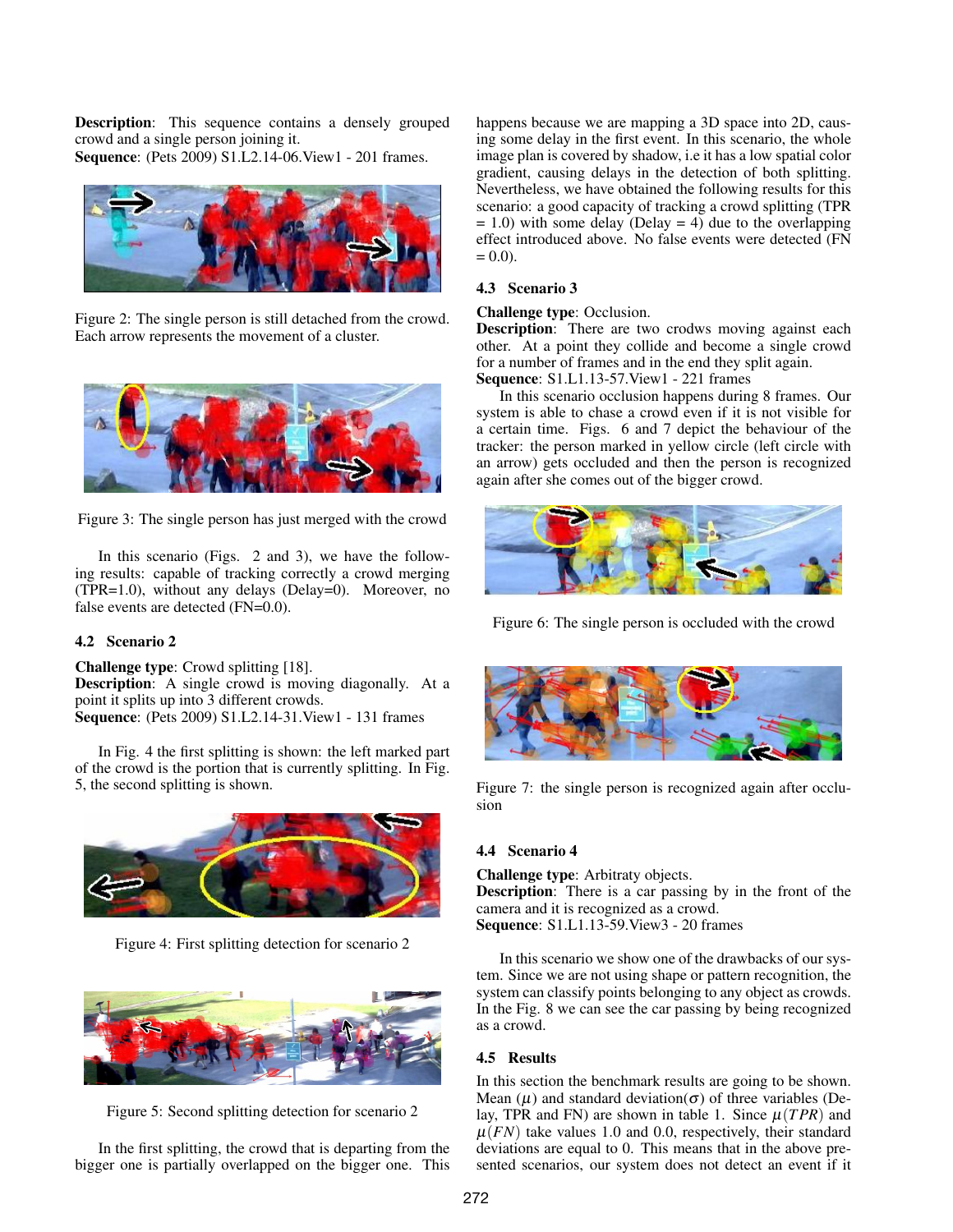**Description**: This sequence contains a densely grouped crowd and a single person joining it.
**Sequence**: (Pets 2009) S1.L2.14-06.View1 - 201 frames.

Figure 2: The single person is still detached from the crowd. Each arrow represents the movement of a cluster.

Figure 3: The single person has just merged with the crowd

In this scenario (Figs. 2 and 3), we have the following results: capable of tracking correctly a crowd merging (TPR=1.0), without any delays (Delay=0). Moreover, no false events are detected (FN=0.0).

### 4.2 Scenario 2

**Challenge type**: Crowd splitting [18].
**Description**: A single crowd is moving diagonally. At a point it splits up into 3 different crowds.
**Sequence**: (Pets 2009) S1.L2.14-31.View1 - 131 frames

In Fig. 4 the first splitting is shown: the left marked part of the crowd is the portion that is currently splitting. In Fig. 5, the second splitting is shown.

Figure 4: First splitting detection for scenario 2

Figure 5: Second splitting detection for scenario 2

In the first splitting, the crowd that is departing from the bigger one is partially overlapped on the bigger one. This happens because we are mapping a 3D space into 2D, causing some delay in the first event. In this scenario, the whole image plan is covered by shadow, i.e it has a low spatial color gradient, causing delays in the detection of both splitting. Nevertheless, we have obtained the following results for this scenario: a good capacity of tracking a crowd splitting (TPR = 1.0) with some delay (Delay = 4) due to the overlapping effect introduced above. No false events were detected (FN = 0.0).

### 4.3 Scenario 3

**Challenge type**: Occlusion.
**Description**: There are two crodws moving against each other. At a point they collide and become a single crowd for a number of frames and in the end they split again.
**Sequence**: S1.L1.13-57.View1 - 221 frames

In this scenario occlusion happens during 8 frames. Our system is able to chase a crowd even if it is not visible for a certain time. Figs. 6 and 7 depict the behaviour of the tracker: the person marked in yellow circle (left circle with an arrow) gets occluded and then the person is recognized again after she comes out of the bigger crowd.

Figure 6: The single person is occluded with the crowd

Figure 7: the single person is recognized again after occlusion

### 4.4 Scenario 4

**Challenge type**: Arbitraty objects.
**Description**: There is a car passing by in the front of the camera and it is recognized as a crowd.
**Sequence**: S1.L1.13-59.View3 - 20 frames

In this scenario we show one of the drawbacks of our system. Since we are not using shape or pattern recognition, the system can classify points belonging to any object as crowds. In the Fig. 8 we can see the car passing by being recognized as a crowd.

### 4.5 Results

In this section the benchmark results are going to be shown. Mean ($\mu$) and standard deviation($\sigma$) of three variables (Delay, TPR and FN) are shown in table 1. Since $\mu(TPR)$ and $\mu(FN)$ take values 1.0 and 0.0, respectively, their standard deviations are equal to 0. This means that in the above presented scenarios, our system does not detect an event if it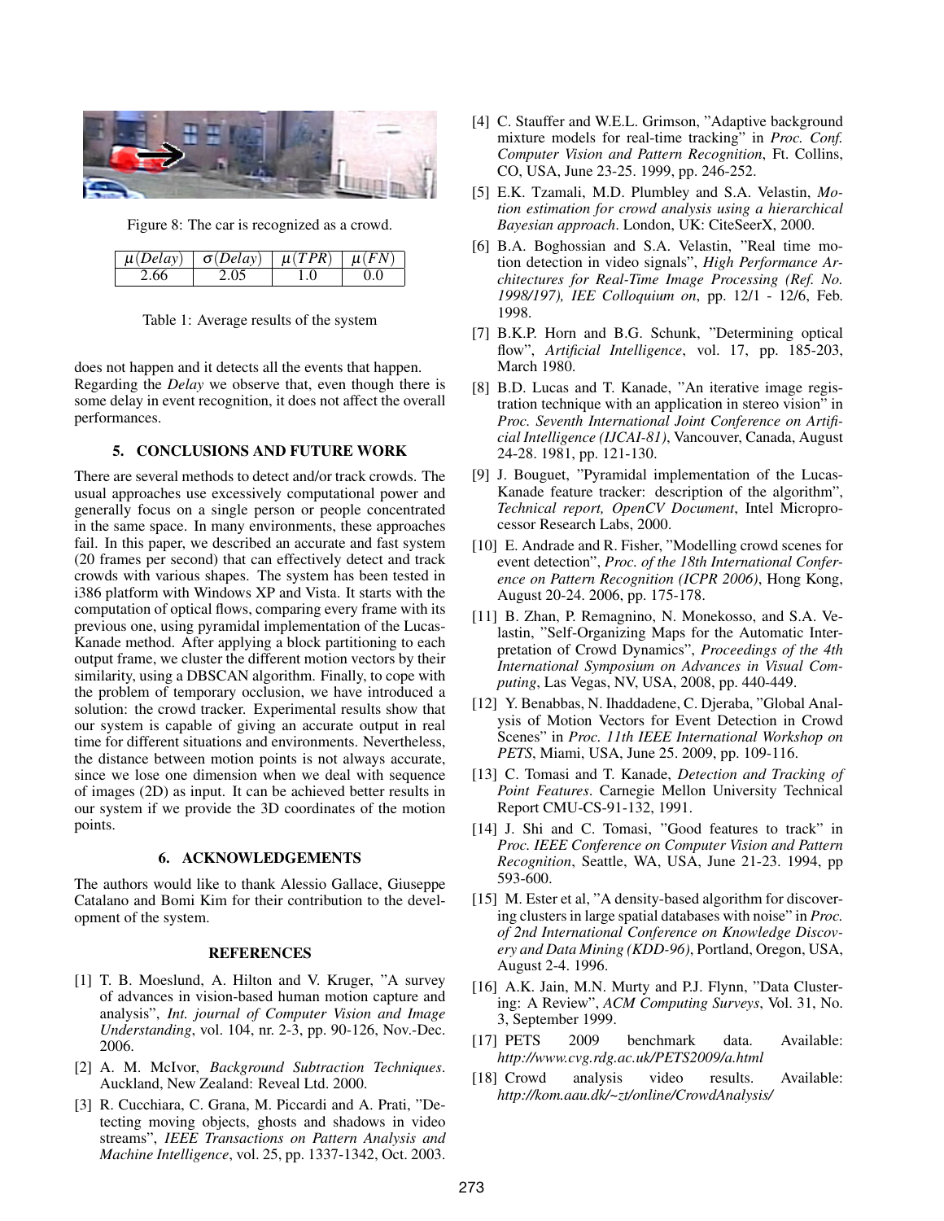Figure 8: The car is recognized as a crowd.

| $\mu(Delay)$ | $\sigma(Delay)$ | $\mu(TPR)$ | $\mu(FN)$ |
|---|---|---|---|
| 2.66 | 2.05 | 1.0 | 0.0 |

Table 1: Average results of the system

does not happen and it detects all the events that happen. Regarding the *Delay* we observe that, even though there is some delay in event recognition, it does not affect the overall performances.

## 5. CONCLUSIONS AND FUTURE WORK

There are several methods to detect and/or track crowds. The usual approaches use excessively computational power and generally focus on a single person or people concentrated in the same space. In many environments, these approaches fail. In this paper, we described an accurate and fast system (20 frames per second) that can effectively detect and track crowds with various shapes. The system has been tested in i386 platform with Windows XP and Vista. It starts with the computation of optical flows, comparing every frame with its previous one, using pyramidal implementation of the Lucas-Kanade method. After applying a block partitioning to each output frame, we cluster the different motion vectors by their similarity, using a DBSCAN algorithm. Finally, to cope with the problem of temporary occlusion, we have introduced a solution: the crowd tracker. Experimental results show that our system is capable of giving an accurate output in real time for different situations and environments. Nevertheless, the distance between motion points is not always accurate, since we lose one dimension when we deal with sequence of images (2D) as input. It can be achieved better results in our system if we provide the 3D coordinates of the motion points.

## 6. ACKNOWLEDGEMENTS

The authors would like to thank Alessio Gallace, Giuseppe Catalano and Bomi Kim for their contribution to the development of the system.

## REFERENCES

[1] T. B. Moeslund, A. Hilton and V. Kruger, "A survey of advances in vision-based human motion capture and analysis", *Int. journal of Computer Vision and Image Understanding*, vol. 104, nr. 2-3, pp. 90-126, Nov.-Dec. 2006.

[2] A. M. McIvor, *Background Subtraction Techniques*. Auckland, New Zealand: Reveal Ltd. 2000.

[3] R. Cucchiara, C. Grana, M. Piccardi and A. Prati, "Detecting moving objects, ghosts and shadows in video streams", *IEEE Transactions on Pattern Analysis and Machine Intelligence*, vol. 25, pp. 1337-1342, Oct. 2003.

[4] C. Stauffer and W.E.L. Grimson, "Adaptive background mixture models for real-time tracking" in *Proc. Conf. Computer Vision and Pattern Recognition*, Ft. Collins, CO, USA, June 23-25. 1999, pp. 246-252.

[5] E.K. Tzamali, M.D. Plumbley and S.A. Velastin, *Motion estimation for crowd analysis using a hierarchical Bayesian approach*. London, UK: CiteSeerX, 2000.

[6] B.A. Boghossian and S.A. Velastin, "Real time motion detection in video signals", *High Performance Architectures for Real-Time Image Processing (Ref. No. 1998/197), IEE Colloquium on*, pp. 12/1 - 12/6, Feb. 1998.

[7] B.K.P. Horn and B.G. Schunk, "Determining optical flow", *Artificial Intelligence*, vol. 17, pp. 185-203, March 1980.

[8] B.D. Lucas and T. Kanade, "An iterative image registration technique with an application in stereo vision" in *Proc. Seventh International Joint Conference on Artificial Intelligence (IJCAI-81)*, Vancouver, Canada, August 24-28. 1981, pp. 121-130.

[9] J. Bouguet, "Pyramidal implementation of the Lucas-Kanade feature tracker: description of the algorithm", *Technical report, OpenCV Document*, Intel Microprocessor Research Labs, 2000.

[10] E. Andrade and R. Fisher, "Modelling crowd scenes for event detection", *Proc. of the 18th International Conference on Pattern Recognition (ICPR 2006)*, Hong Kong, August 20-24. 2006, pp. 175-178.

[11] B. Zhan, P. Remagnino, N. Monekosso, and S.A. Velastin, "Self-Organizing Maps for the Automatic Interpretation of Crowd Dynamics", *Proceedings of the 4th International Symposium on Advances in Visual Computing*, Las Vegas, NV, USA, 2008, pp. 440-449.

[12] Y. Benabbas, N. Ihaddadene, C. Djeraba, "Global Analysis of Motion Vectors for Event Detection in Crowd Scenes" in *Proc. 11th IEEE International Workshop on PETS*, Miami, USA, June 25. 2009, pp. 109-116.

[13] C. Tomasi and T. Kanade, *Detection and Tracking of Point Features*. Carnegie Mellon University Technical Report CMU-CS-91-132, 1991.

[14] J. Shi and C. Tomasi, "Good features to track" in *Proc. IEEE Conference on Computer Vision and Pattern Recognition*, Seattle, WA, USA, June 21-23. 1994, pp 593-600.

[15] M. Ester et al, "A density-based algorithm for discovering clusters in large spatial databases with noise" in *Proc. of 2nd International Conference on Knowledge Discovery and Data Mining (KDD-96)*, Portland, Oregon, USA, August 2-4. 1996.

[16] A.K. Jain, M.N. Murty and P.J. Flynn, "Data Clustering: A Review", *ACM Computing Surveys*, Vol. 31, No. 3, September 1999.

[17] PETS 2009 benchmark data. Available: *http://www.cvg.rdg.ac.uk/PETS2009/a.html*

[18] Crowd analysis video results. Available: *http://kom.aau.dk/~zt/online/CrowdAnalysis/*